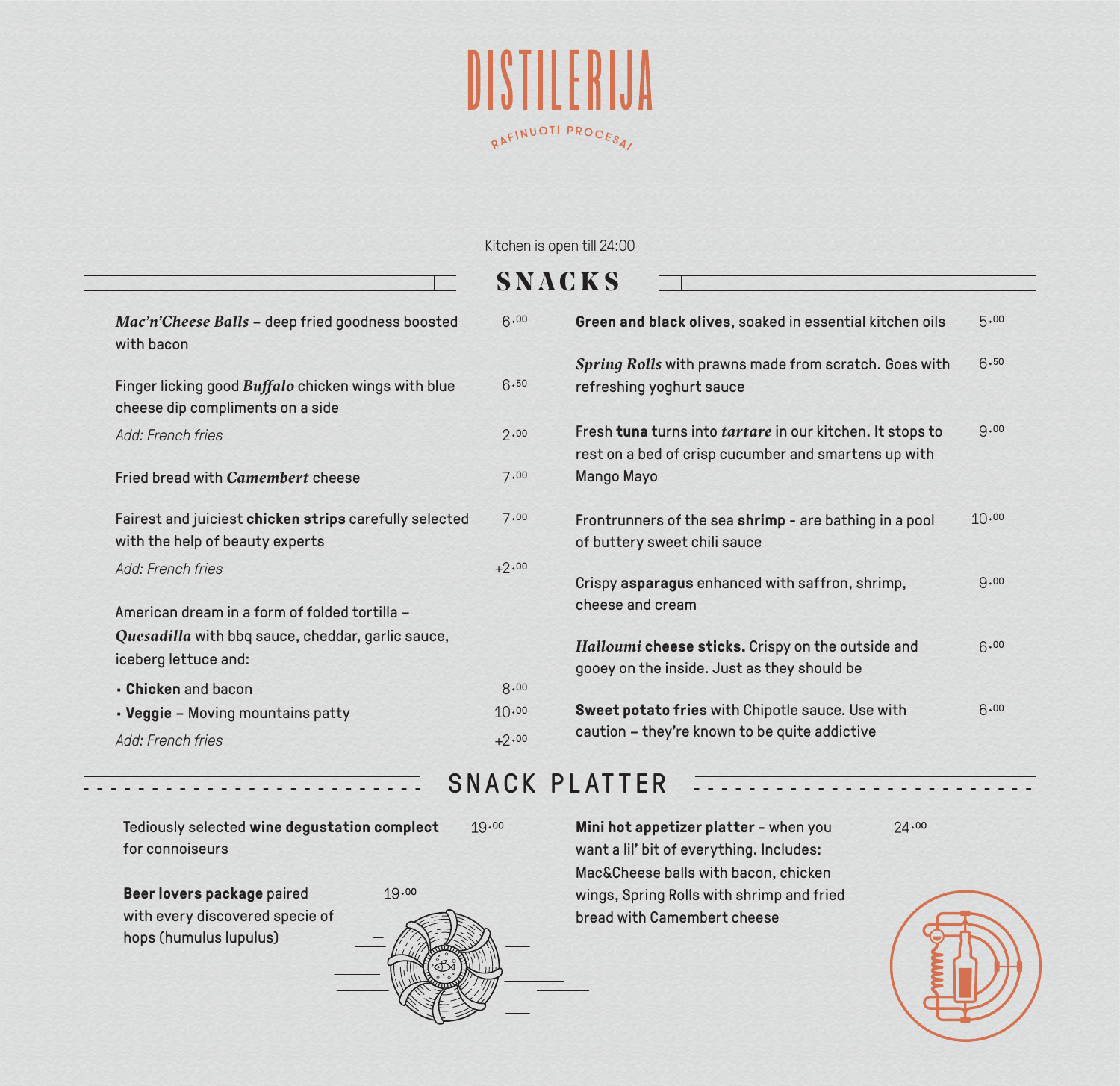# DISTILERIJA

RAFINUOTI PROCESAI

Kitchen is open till 24:00

## SNACKS

*Mac'n'Cheese Balls* – deep fried goodness boosted with bacon — 6.00

Finger licking good *Buffalo* chicken wings with blue cheese dip compliments on a side — 6.50

*Add: French fries* — 2.00

Fried bread with *Camembert* cheese — 7.00

Fairest and juiciest **chicken strips** carefully selected with the help of beauty experts — 7.00

*Add: French fries* — +2.00

American dream in a form of folded tortilla – *Quesadilla* with bbq sauce, cheddar, garlic sauce, iceberg lettuce and:

- **Chicken** and bacon — 8.00
- **Veggie** – Moving mountains patty — 10.00

*Add: French fries* — +2.00

**Green and black olives**, soaked in essential kitchen oils — 5.00

*Spring Rolls* with prawns made from scratch. Goes with refreshing yoghurt sauce — 6.50

Fresh **tuna** turns into *tartare* in our kitchen. It stops to rest on a bed of crisp cucumber and smartens up with Mango Mayo — 9.00

Frontrunners of the sea **shrimp** - are bathing in a pool of buttery sweet chili sauce — 10.00

Crispy **asparagus** enhanced with saffron, shrimp, cheese and cream — 9.00

***Halloumi* cheese sticks.** Crispy on the outside and gooey on the inside. Just as they should be — 6.00

**Sweet potato fries** with Chipotle sauce. Use with caution – they're known to be quite addictive — 6.00

## SNACK PLATTER

Tediously selected **wine degustation complect** for connoiseurs — 19.00

**Beer lovers package** paired with every discovered specie of hops (humulus lupulus) — 19.00

**Mini hot appetizer platter** - when you want a lil' bit of everything. Includes: Mac&Cheese balls with bacon, chicken wings, Spring Rolls with shrimp and fried bread with Camembert cheese — 24.00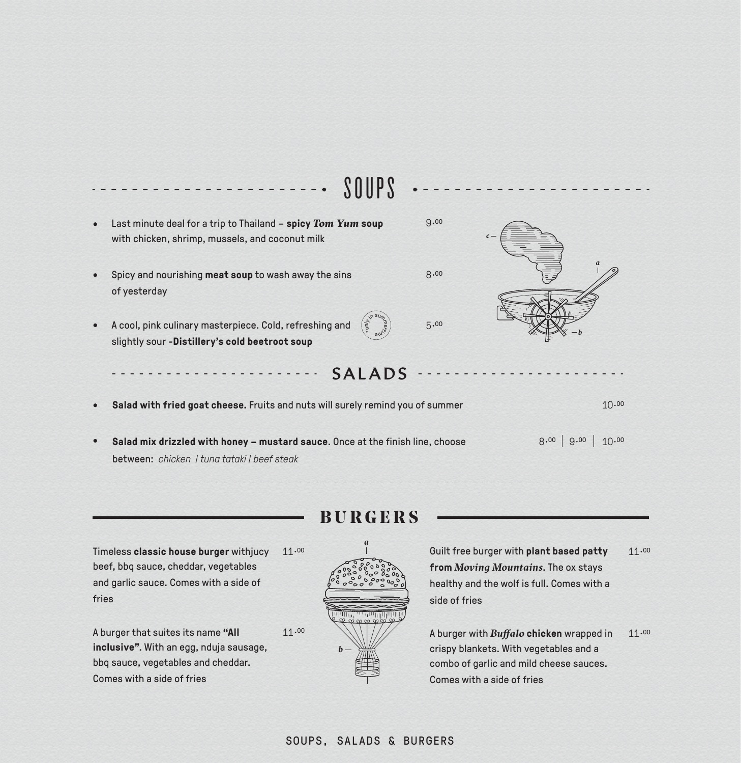## SOUPS

- Last minute deal for a trip to Thailand – **spicy *Tom Yum* soup** with chicken, shrimp, mussels, and coconut milk — 9.00
- Spicy and nourishing **meat soup** to wash away the sins of yesterday — 8.00
- A cool, pink culinary masterpiece. Cold, refreshing and slightly sour -**Distillery's cold beetroot soup** (only in summertime) — 5.00

## SALADS

- **Salad with fried goat cheese.** Fruits and nuts will surely remind you of summer — 10.00
- **Salad mix drizzled with honey – mustard sauce.** Once at the finish line, choose between: *chicken | tuna tataki | beef steak* — 8.00 | 9.00 | 10.00

## BURGERS

Timeless **classic house burger** withjucy beef, bbq sauce, cheddar, vegetables and garlic sauce. Comes with a side of fries — 11.00

A burger that suites its name **"All inclusive"**. With an egg, nduja sausage, bbq sauce, vegetables and cheddar. Comes with a side of fries — 11.00

Guilt free burger with **plant based patty from *Moving Mountains*.** The ox stays healthy and the wolf is full. Comes with a side of fries — 11.00

A burger with ***Buffalo* chicken** wrapped in crispy blankets. With vegetables and a combo of garlic and mild cheese sauces. Comes with a side of fries — 11.00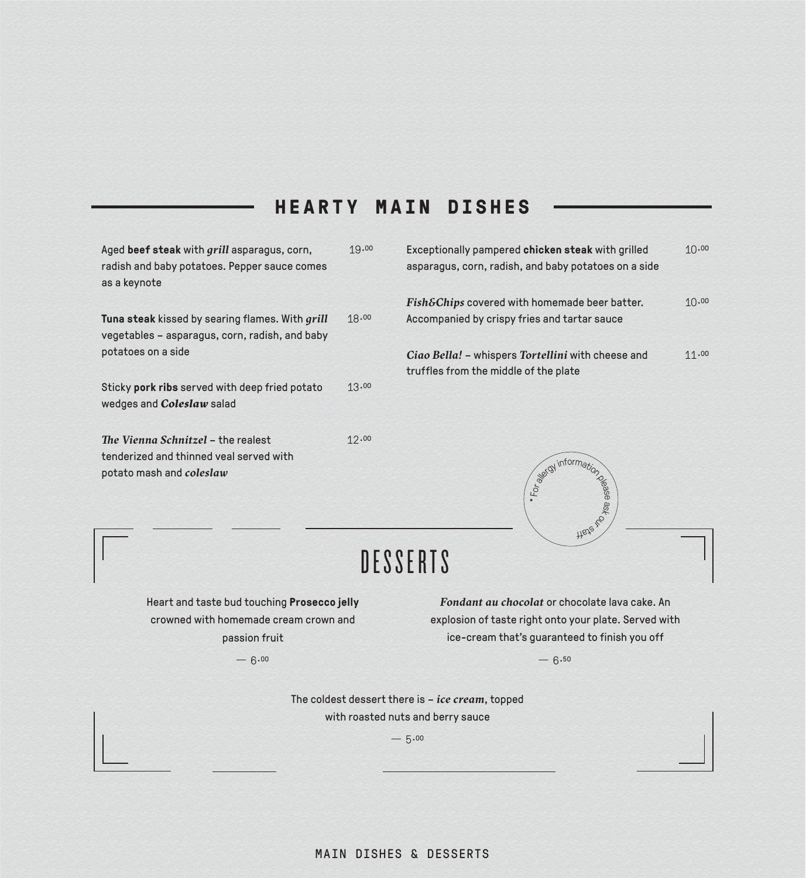## HEARTY MAIN DISHES

Aged **beef steak** with ***grill*** asparagus, corn, radish and baby potatoes. Pepper sauce comes as a keynote — 19.00

**Tuna steak** kissed by searing flames. With ***grill*** vegetables – asparagus, corn, radish, and baby potatoes on a side — 18.00

Sticky **pork ribs** served with deep fried potato wedges and ***Coleslaw*** salad — 13.00

***The Vienna Schnitzel*** – the realest tenderized and thinned veal served with potato mash and ***coleslaw*** — 12.00

Exceptionally pampered **chicken steak** with grilled asparagus, corn, radish, and baby potatoes on a side — 10.00

***Fish&Chips*** covered with homemade beer batter. Accompanied by crispy fries and tartar sauce — 10.00

***Ciao Bella!*** – whispers ***Tortellini*** with cheese and truffles from the middle of the plate — 11.00

* For allergy information please ask our staff

## DESSERTS

Heart and taste bud touching **Prosecco jelly** crowned with homemade cream crown and passion fruit

— 6.00

***Fondant au chocolat*** or chocolate lava cake. An explosion of taste right onto your plate. Served with ice-cream that's guaranteed to finish you off

— 6.50

The coldest dessert there is – ***ice cream***, topped with roasted nuts and berry sauce

— 5.00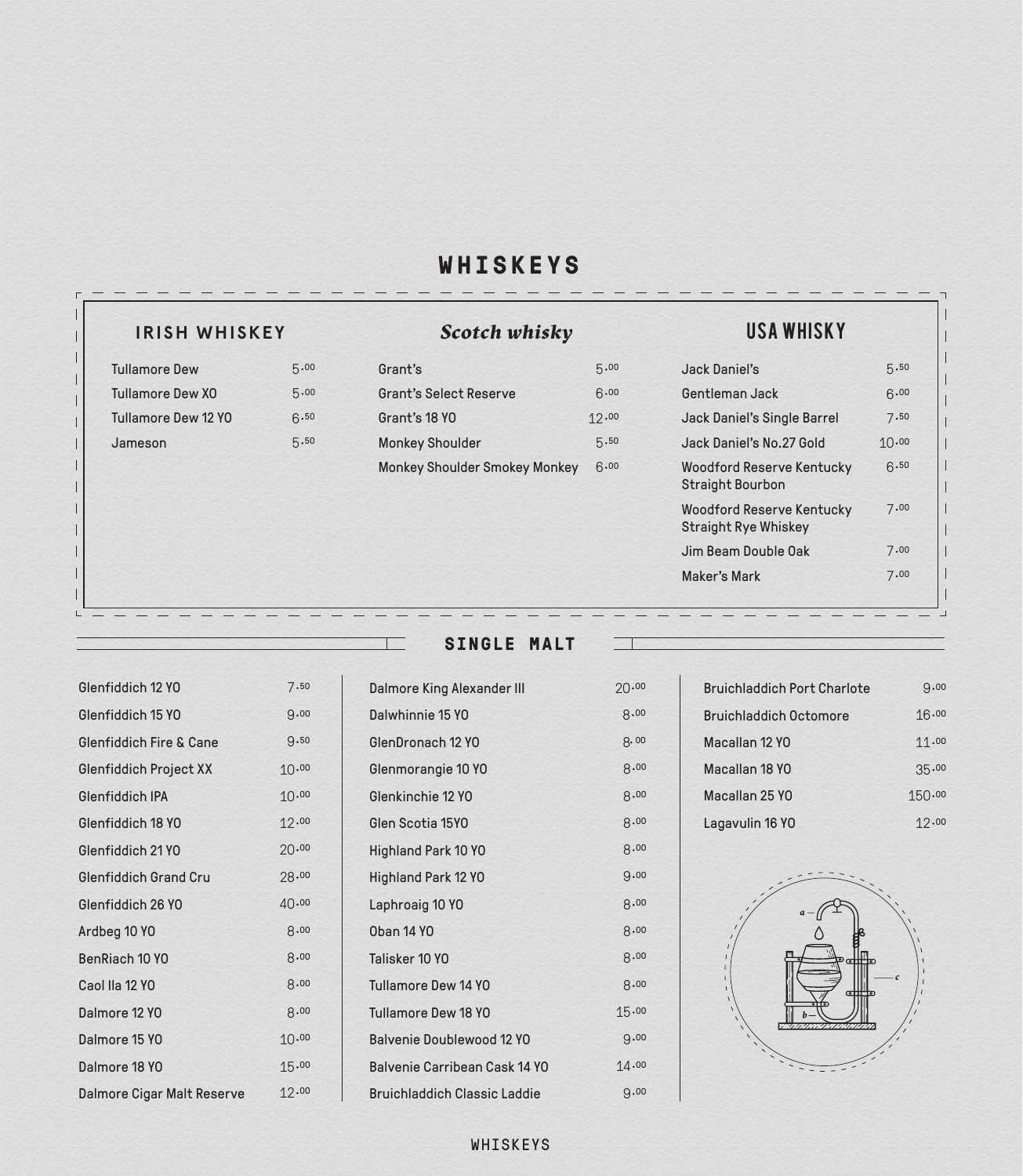# WHISKEYS

## IRISH WHISKEY

| Item | Price |
|---|---|
| Tullamore Dew | 5.00 |
| Tullamore Dew XO | 5.00 |
| Tullamore Dew 12 YO | 6.50 |
| Jameson | 5.50 |

## *Scotch whisky*

| Item | Price |
|---|---|
| Grant's | 5.00 |
| Grant's Select Reserve | 6.00 |
| Grant's 18 YO | 12.00 |
| Monkey Shoulder | 5.50 |
| Monkey Shoulder Smokey Monkey | 6.00 |

## USA WHISKY

| Item | Price |
|---|---|
| Jack Daniel's | 5.50 |
| Gentleman Jack | 6.00 |
| Jack Daniel's Single Barrel | 7.50 |
| Jack Daniel's No.27 Gold | 10.00 |
| Woodford Reserve Kentucky Straight Bourbon | 6.50 |
| Woodford Reserve Kentucky Straight Rye Whiskey | 7.00 |
| Jim Beam Double Oak | 7.00 |
| Maker's Mark | 7.00 |

## SINGLE MALT

| Item | Price |
|---|---|
| Glenfiddich 12 YO | 7.50 |
| Glenfiddich 15 YO | 9.00 |
| Glenfiddich Fire & Cane | 9.50 |
| Glenfiddich Project XX | 10.00 |
| Glenfiddich IPA | 10.00 |
| Glenfiddich 18 YO | 12.00 |
| Glenfiddich 21 YO | 20.00 |
| Glenfiddich Grand Cru | 28.00 |
| Glenfiddich 26 YO | 40.00 |
| Ardbeg 10 YO | 8.00 |
| BenRiach 10 YO | 8.00 |
| Caol Ila 12 YO | 8.00 |
| Dalmore 12 YO | 8.00 |
| Dalmore 15 YO | 10.00 |
| Dalmore 18 YO | 15.00 |
| Dalmore Cigar Malt Reserve | 12.00 |
| Dalmore King Alexander III | 20.00 |
| Dalwhinnie 15 YO | 8.00 |
| GlenDronach 12 YO | 8.00 |
| Glenmorangie 10 YO | 8.00 |
| Glenkinchie 12 YO | 8.00 |
| Glen Scotia 15YO | 8.00 |
| Highland Park 10 YO | 8.00 |
| Highland Park 12 YO | 9.00 |
| Laphroaig 10 YO | 8.00 |
| Oban 14 YO | 8.00 |
| Talisker 10 YO | 8.00 |
| Tullamore Dew 14 YO | 8.00 |
| Tullamore Dew 18 YO | 15.00 |
| Balvenie Doublewood 12 YO | 9.00 |
| Balvenie Carribean Cask 14 YO | 14.00 |
| Bruichladdich Classic Laddie | 9.00 |
| Bruichladdich Port Charlote | 9.00 |
| Bruichladdich Octomore | 16.00 |
| Macallan 12 YO | 11.00 |
| Macallan 18 YO | 35.00 |
| Macallan 25 YO | 150.00 |
| Lagavulin 16 YO | 12.00 |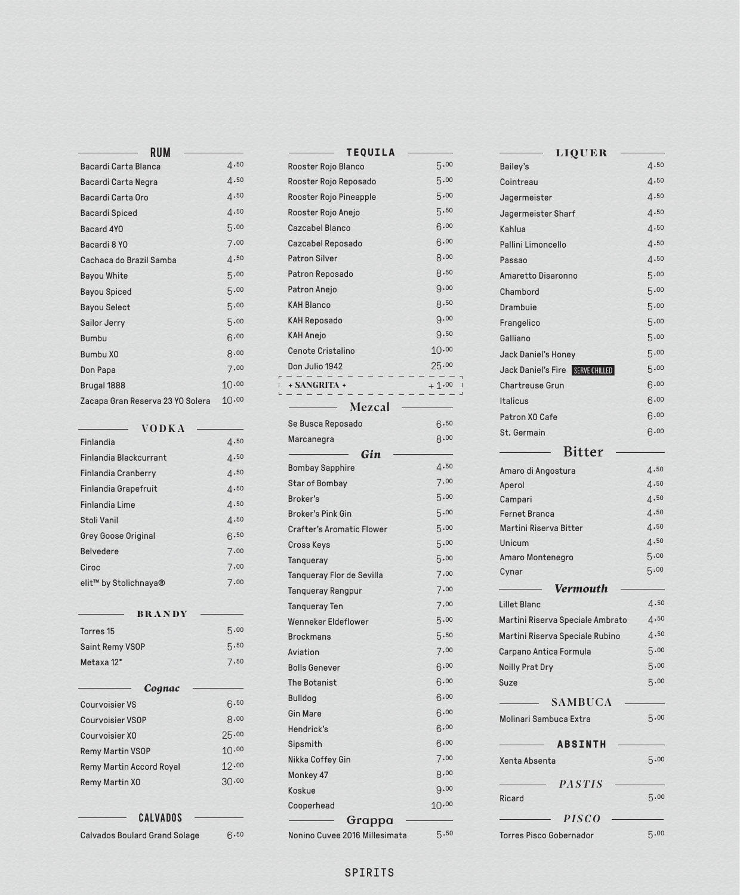## RUM

| | |
|---|---|
| Bacardi Carta Blanca | 4.50 |
| Bacardi Carta Negra | 4.50 |
| Bacardi Carta Oro | 4.50 |
| Bacardi Spiced | 4.50 |
| Bacard 4YO | 5.00 |
| Bacardi 8 YO | 7.00 |
| Cachaca do Brazil Samba | 4.50 |
| Bayou White | 5.00 |
| Bayou Spiced | 5.00 |
| Bayou Select | 5.00 |
| Sailor Jerry | 5.00 |
| Bumbu | 6.00 |
| Bumbu XO | 8.00 |
| Don Papa | 7.00 |
| Brugal 1888 | 10.00 |
| Zacapa Gran Reserva 23 YO Solera | 10.00 |

## VODKA

| | |
|---|---|
| Finlandia | 4.50 |
| Finlandia Blackcurrant | 4.50 |
| Finlandia Cranberry | 4.50 |
| Finlandia Grapefruit | 4.50 |
| Finlandia Lime | 4.50 |
| Stoli Vanil | 4.50 |
| Grey Goose Original | 6.50 |
| Belvedere | 7.00 |
| Ciroc | 7.00 |
| elit™ by Stolichnaya® | 7.00 |

## BRANDY

| | |
|---|---|
| Torres 15 | 5.00 |
| Saint Remy VSOP | 5.50 |
| Metaxa 12* | 7.50 |

## *Cognac*

| | |
|---|---|
| Courvoisier VS | 6.50 |
| Courvoisier VSOP | 8.00 |
| Courvoisier XO | 25.00 |
| Remy Martin VSOP | 10.00 |
| Remy Martin Accord Royal | 12.00 |
| Remy Martin XO | 30.00 |

## CALVADOS

| | |
|---|---|
| Calvados Boulard Grand Solage | 6.50 |

## TEQUILA

| | |
|---|---|
| Rooster Rojo Blanco | 5.00 |
| Rooster Rojo Reposado | 5.00 |
| Rooster Rojo Pineapple | 5.00 |
| Rooster Rojo Anejo | 5.50 |
| Cazcabel Blanco | 6.00 |
| Cazcabel Reposado | 6.00 |
| Patron Silver | 8.00 |
| Patron Reposado | 8.50 |
| Patron Anejo | 9.00 |
| KAH Blanco | 8.50 |
| KAH Reposado | 9.00 |
| KAH Anejo | 9.50 |
| Cenote Cristalino | 10.00 |
| Don Julio 1942 | 25.00 |
| + SANGRITA + | +1.00 |

## Mezcal

| | |
|---|---|
| Se Busca Reposado | 6.50 |
| Marcanegra | 8.00 |

## *Gin*

| | |
|---|---|
| Bombay Sapphire | 4.50 |
| Star of Bombay | 7.00 |
| Broker's | 5.00 |
| Broker's Pink Gin | 5.00 |
| Crafter's Aromatic Flower | 5.00 |
| Cross Keys | 5.00 |
| Tanqueray | 5.00 |
| Tanqueray Flor de Sevilla | 7.00 |
| Tanqueray Rangpur | 7.00 |
| Tanqueray Ten | 7.00 |
| Wenneker Eldeflower | 5.00 |
| Brockmans | 5.50 |
| Aviation | 7.00 |
| Bolls Genever | 6.00 |
| The Botanist | 6.00 |
| Bulldog | 6.00 |
| Gin Mare | 6.00 |
| Hendrick's | 6.00 |
| Sipsmith | 6.00 |
| Nikka Coffey Gin | 7.00 |
| Monkey 47 | 8.00 |
| Koskue | 9.00 |
| Cooperhead | 10.00 |

## Grappa

| | |
|---|---|
| Nonino Cuvee 2016 Millesimata | 5.50 |

## LIQUER

| | |
|---|---|
| Bailey's | 4.50 |
| Cointreau | 4.50 |
| Jagermeister | 4.50 |
| Jagermeister Sharf | 4.50 |
| Kahlua | 4.50 |
| Pallini Limoncello | 4.50 |
| Passao | 4.50 |
| Amaretto Disaronno | 5.00 |
| Chambord | 5.00 |
| Drambuie | 5.00 |
| Frangelico | 5.00 |
| Galliano | 5.00 |
| Jack Daniel's Honey | 5.00 |
| Jack Daniel's Fire SERVE CHILLED | 5.00 |
| Chartreuse Grun | 6.00 |
| Italicus | 6.00 |
| Patron XO Cafe | 6.00 |
| St. Germain | 6.00 |

## Bitter

| | |
|---|---|
| Amaro di Angostura | 4.50 |
| Aperol | 4.50 |
| Campari | 4.50 |
| Fernet Branca | 4.50 |
| Martini Riserva Bitter | 4.50 |
| Unicum | 4.50 |
| Amaro Montenegro | 5.00 |
| Cynar | 5.00 |

## *Vermouth*

| | |
|---|---|
| Lillet Blanc | 4.50 |
| Martini Riserva Speciale Ambrato | 4.50 |
| Martini Riserva Speciale Rubino | 4.50 |
| Carpano Antica Formula | 5.00 |
| Noilly Prat Dry | 5.00 |
| Suze | 5.00 |

## SAMBUCA

| | |
|---|---|
| Molinari Sambuca Extra | 5.00 |

## ABSINTH

| | |
|---|---|
| Xenta Absenta | 5.00 |

## *PASTIS*

| | |
|---|---|
| Ricard | 5.00 |

## *PISCO*

| | |
|---|---|
| Torres Pisco Gobernador | 5.00 |

SPIRITS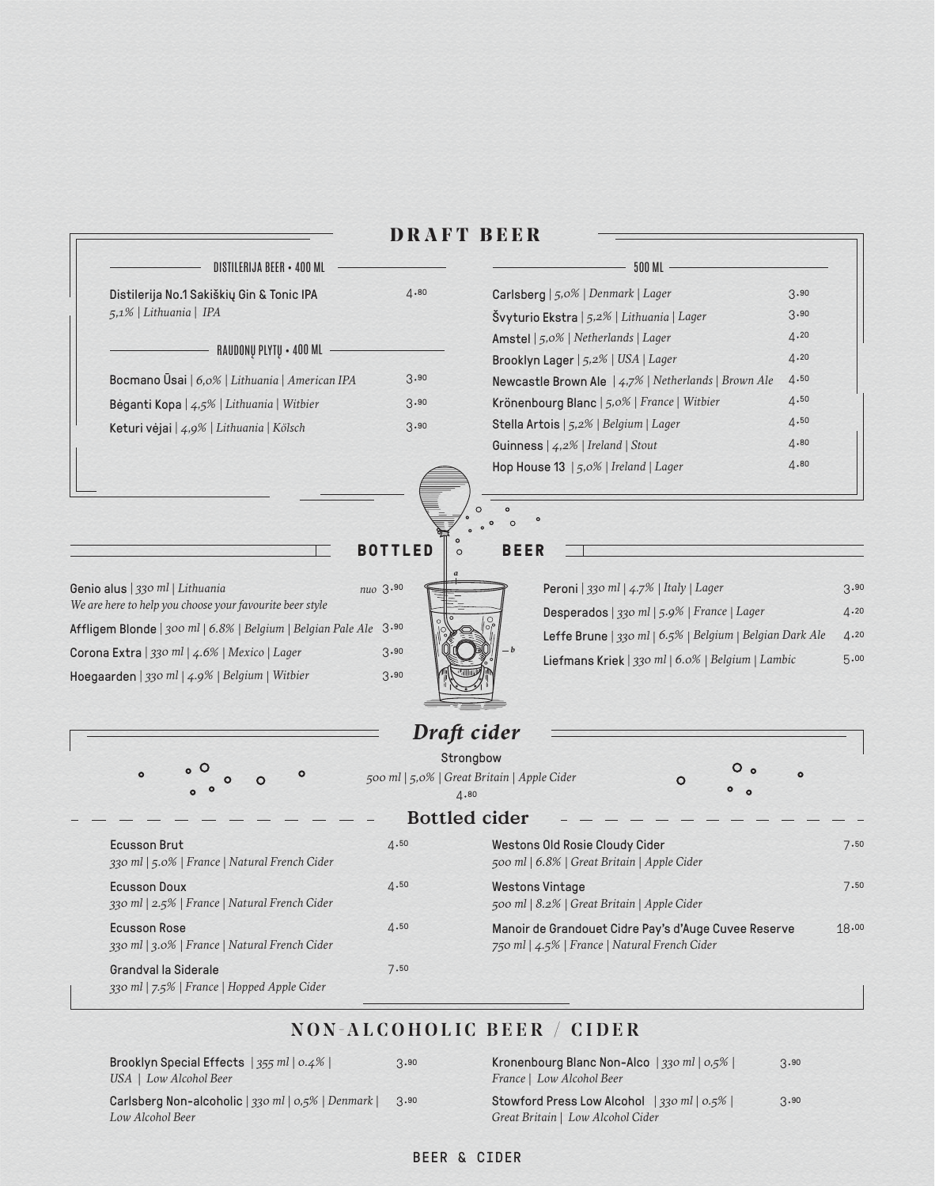# DRAFT BEER

### DISTILERIJA BEER • 400 ML

Distilerija No.1 Sakiškių Gin & Tonic IPA — 4.80
*5,1% | Lithuania | IPA*

### RAUDONŲ PLYTŲ • 400 ML

Bocmano Ūsai | *6,0% | Lithuania | American IPA* — 3.90

Bėganti Kopa | *4,5% | Lithuania | Witbier* — 3.90

Keturi vėjai | *4,9% | Lithuania | Kölsch* — 3.90

### 500 ML

Carlsberg | *5,0% | Denmark | Lager* — 3.90

Švyturio Ekstra | *5,2% | Lithuania | Lager* — 3.90

Amstel | *5,0% | Netherlands | Lager* — 4.20

Brooklyn Lager | *5,2% | USA | Lager* — 4.20

Newcastle Brown Ale | *4,7% | Netherlands | Brown Ale* — 4.50

Krönenbourg Blanc | *5,0% | France | Witbier* — 4.50

Stella Artois | *5,2% | Belgium | Lager* — 4.50

Guinness | *4,2% | Ireland | Stout* — 4.80

Hop House 13 | *5,0% | Ireland | Lager* — 4.80

# BOTTLED BEER

Genio alus | *330 ml | Lithuania* — *nuo* 3.90
*We are here to help you choose your favourite beer style*

Affligem Blonde | *300 ml | 6.8% | Belgium | Belgian Pale Ale* — 3.90

Corona Extra | *330 ml | 4.6% | Mexico | Lager* — 3.90

Hoegaarden | *330 ml | 4.9% | Belgium | Witbier* — 3.90

Peroni | *330 ml | 4.7% | Italy | Lager* — 3.90

Desperados | *330 ml | 5.9% | France | Lager* — 4.20

Leffe Brune | *330 ml | 6.5% | Belgium | Belgian Dark Ale* — 4.20

Liefmans Kriek | *330 ml | 6.0% | Belgium | Lambic* — 5.00

# *Draft cider*

Strongbow
*500 ml | 5,0% | Great Britain | Apple Cider*
4.80

# Bottled cider

Ecusson Brut — 4.50
*330 ml | 5.0% | France | Natural French Cider*

Ecusson Doux — 4.50
*330 ml | 2.5% | France | Natural French Cider*

Ecusson Rose — 4.50
*330 ml | 3.0% | France | Natural French Cider*

Grandval la Siderale — 7.50
*330 ml | 7.5% | France | Hopped Apple Cider*

Westons Old Rosie Cloudy Cider — 7.50
*500 ml | 6.8% | Great Britain | Apple Cider*

Westons Vintage — 7.50
*500 ml | 8.2% | Great Britain | Apple Cider*

Manoir de Grandouet Cidre Pay's d'Auge Cuvee Reserve — 18.00
*750 ml | 4.5% | France | Natural French Cider*

# NON-ALCOHOLIC BEER / CIDER

Brooklyn Special Effects | *355 ml | 0.4% | USA | Low Alcohol Beer* — 3.90

Carlsberg Non-alcoholic | *330 ml | 0,5% | Denmark | Low Alcohol Beer* — 3.90

Kronenbourg Blanc Non-Alco | *330 ml | 0,5% | France | Low Alcohol Beer* — 3.90

Stowford Press Low Alcohol | *330 ml | 0.5% | Great Britain | Low Alcohol Cider* — 3.90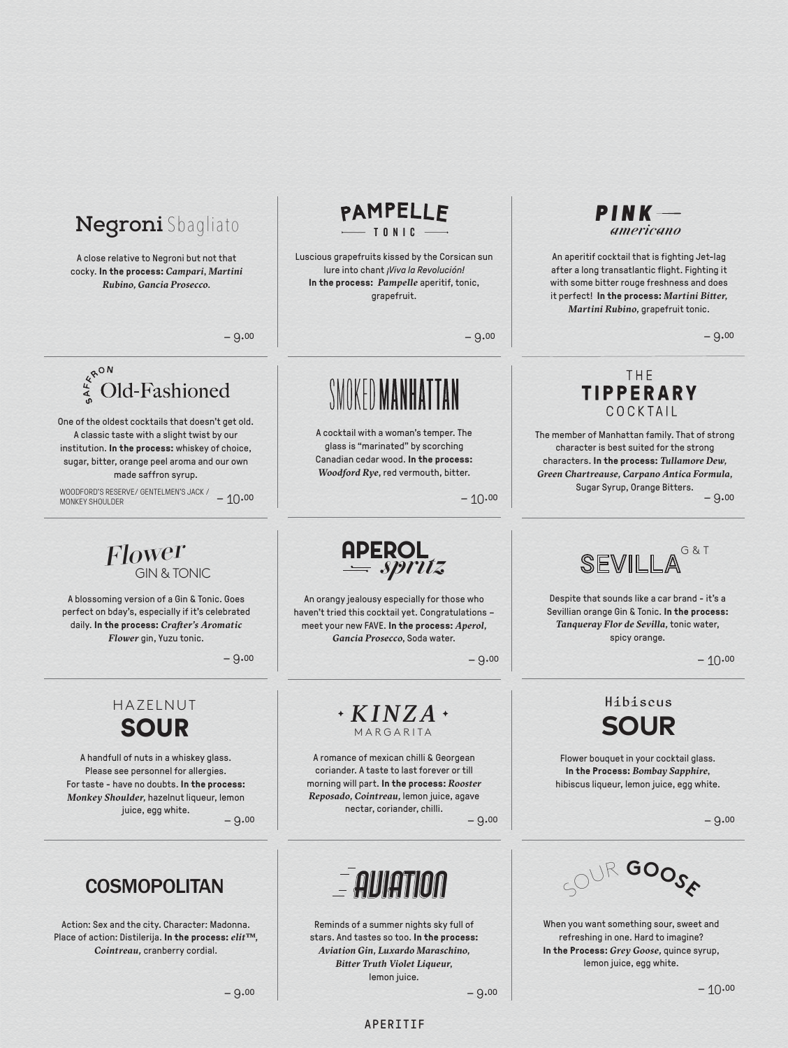## Negroni Sbagliato

A close relative to Negroni but not that cocky. **In the process:** ***Campari, Martini Rubino, Gancia Prosecco.***

– 9.00

## PAMPELLE TONIC

Luscious grapefruits kissed by the Corsican sun lure into chant *¡Viva la Revolución!*
**In the process:** ***Pampelle*** aperitif, tonic, grapefruit.

– 9.00

## PINK — americano

An aperitif cocktail that is fighting Jet-lag after a long transatlantic flight. Fighting it with some bitter rouge freshness and does it perfect! **In the process:** ***Martini Bitter, Martini Rubino,*** grapefruit tonic.

– 9.00

## SAFFRON Old-Fashioned

One of the oldest cocktails that doesn't get old. A classic taste with a slight twist by our institution. **In the process:** whiskey of choice, sugar, bitter, orange peel aroma and our own made saffron syrup.

WOODFORD'S RESERVE/ GENTELMEN'S JACK / MONKEY SHOULDER

– 10.00

## SMOKED MANHATTAN

A cocktail with a woman's temper. The glass is "marinated" by scorching Canadian cedar wood. **In the process:** ***Woodford Rye,*** red vermouth, bitter.

– 10.00

## THE TIPPERARY COCKTAIL

The member of Manhattan family. That of strong character is best suited for the strong characters. **In the process:** ***Tullamore Dew, Green Chartreause, Carpano Antica Formula,*** Sugar Syrup, Orange Bitters.

– 9.00

## Flower GIN & TONIC

A blossoming version of a Gin & Tonic. Goes perfect on bday's, especially if it's celebrated daily. **In the process:** ***Crafter's Aromatic Flower*** gin, Yuzu tonic.

– 9.00

## APEROL spritz

An orangy jealousy especially for those who haven't tried this cocktail yet. Congratulations – meet your new FAVE. **In the process:** ***Aperol, Gancia Prosecco,*** Soda water.

– 9.00

## SEVILLA G&T

Despite that sounds like a car brand - it's a Sevillian orange Gin & Tonic. **In the process:** ***Tanqueray Flor de Sevilla,*** tonic water, spicy orange.

– 10.00

## HAZELNUT SOUR

A handful of nuts in a whiskey glass. Please see personnel for allergies.
For taste - have no doubts. **In the process:** ***Monkey Shoulder,*** hazelnut liqueur, lemon juice, egg white.

– 9.00

## KINZA MARGARITA

A romance of mexican chilli & Georgean coriander. A taste to last forever or till morning will part. **In the process:** ***Rooster Reposado, Cointreau,*** lemon juice, agave nectar, coriander, chilli.

– 9.00

## Hibiscus SOUR

Flower bouquet in your cocktail glass.
**In the Process:** ***Bombay Sapphire,*** hibiscus liqueur, lemon juice, egg white.

– 9.00

## COSMOPOLITAN

Action: Sex and the city. Character: Madonna. Place of action: Distilerija. **In the process:** ***elit™, Cointreau,*** cranberry cordial.

– 9.00

## AVIATION

Reminds of a summer nights sky full of stars. And tastes so too. **In the process:** ***Aviation Gin, Luxardo Maraschino, Bitter Truth Violet Liqueur,*** lemon juice.

– 9.00

## SOUR GOOSE

When you want something sour, sweet and refreshing in one. Hard to imagine?
**In the Process:** ***Grey Goose,*** quince syrup, lemon juice, egg white.

– 10.00

APERITIF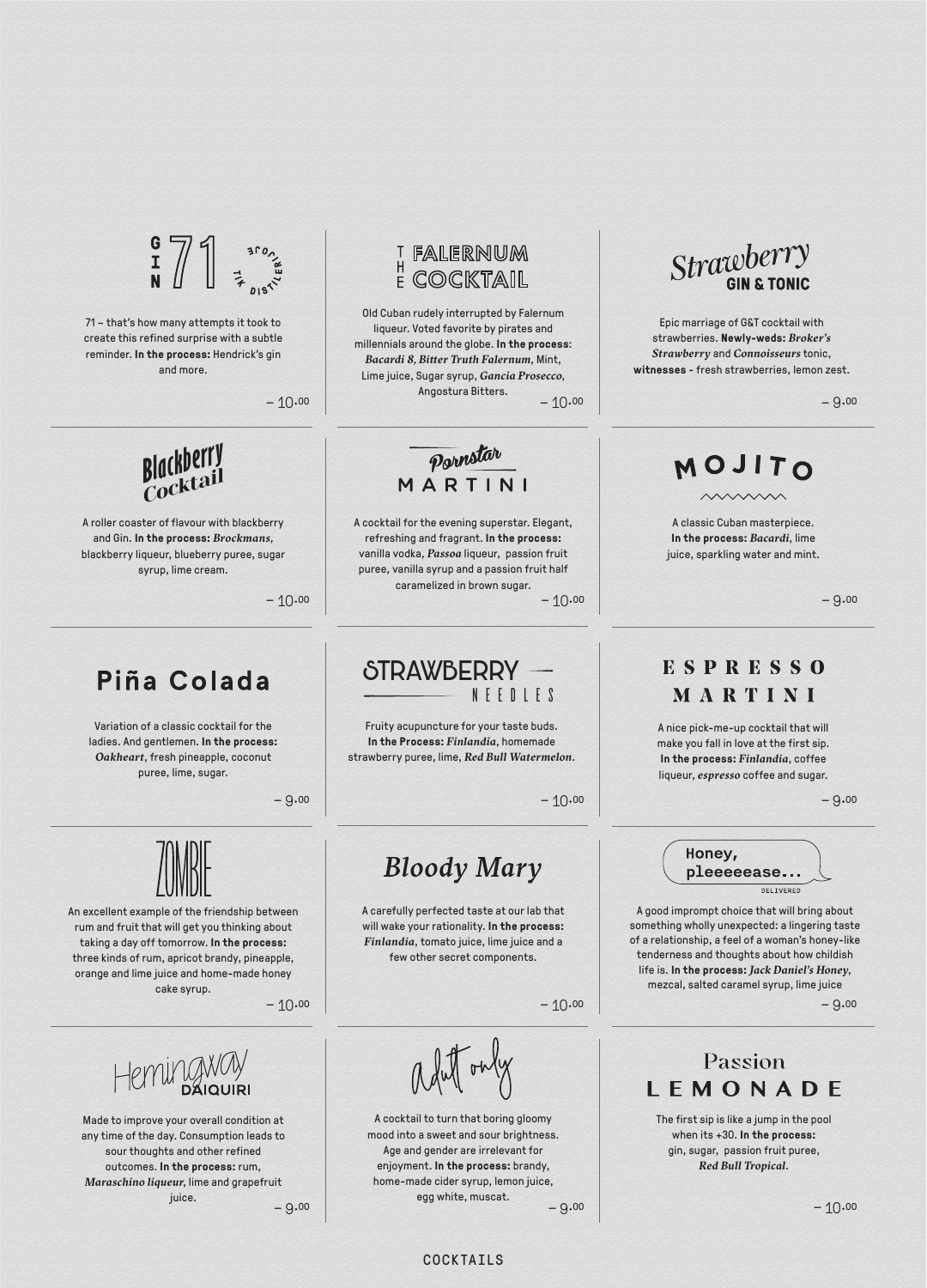## GIN 71

*TIK DISTILLERIJE*

71 – that's how many attempts it took to create this refined surprise with a subtle reminder. **In the process:** Hendrick's gin and more.

– 10.00

## THE FALERNUM COCKTAIL

Old Cuban rudely interrupted by Falernum liqueur. Voted favorite by pirates and millennials around the globe. **In the process:** ***Bacardi 8***, ***Bitter Truth Falernum***, Mint, Lime juice, Sugar syrup, ***Gancia Prosecco***, Angostura Bitters.

– 10.00

## Strawberry GIN & TONIC

Epic marriage of G&T cocktail with strawberries. **Newly-weds:** ***Broker's Strawberry*** and ***Connoisseurs*** tonic, **witnesses** - fresh strawberries, lemon zest.

– 9.00

## Blackberry Cocktail

A roller coaster of flavour with blackberry and Gin. **In the process:** ***Brockmans***, blackberry liqueur, blueberry puree, sugar syrup, lime cream.

– 10.00

## Pornstar MARTINI

A cocktail for the evening superstar. Elegant, refreshing and fragrant. **In the process:** vanilla vodka, ***Passoa*** liqueur, passion fruit puree, vanilla syrup and a passion fruit half caramelized in brown sugar.

– 10.00

## MOJITO

A classic Cuban masterpiece. **In the process:** ***Bacardi***, lime juice, sparkling water and mint.

– 9.00

## Piña Colada

Variation of a classic cocktail for the ladies. And gentlemen. **In the process:** ***Oakheart***, fresh pineapple, coconut puree, lime, sugar.

– 9.00

## STRAWBERRY NEEDLES

Fruity acupuncture for your taste buds. **In the Process:** ***Finlandia***, homemade strawberry puree, lime, ***Red Bull Watermelon***.

– 10.00

## ESPRESSO MARTINI

A nice pick-me-up cocktail that will make you fall in love at the first sip. **In the process:** ***Finlandia***, coffee liqueur, ***espresso*** coffee and sugar.

– 9.00

## ZOMBIE

An excellent example of the friendship between rum and fruit that will get you thinking about taking a day off tomorrow. **In the process:** three kinds of rum, apricot brandy, pineapple, orange and lime juice and home-made honey cake syrup.

– 10.00

## Bloody Mary

A carefully perfected taste at our lab that will wake your rationality. **In the process:** ***Finlandia***, tomato juice, lime juice and a few other secret components.

– 10.00

## Honey, pleeeeease...

*DELIVERED*

A good impromt choice that will bring about something wholly unexpected: a lingering taste of a relationship, a feel of a woman's honey-like tenderness and thoughts about how childish life is. **In the process:** ***Jack Daniel's Honey***, mezcal, salted caramel syrup, lime juice

– 9.00

## Hemingway DAIQUIRI

Made to improve your overall condition at any time of the day. Consumption leads to sour thoughts and other refined outcomes. **In the process:** rum, ***Maraschino liqueur***, lime and grapefruit juice.

– 9.00

## Adult only

A cocktail to turn that boring gloomy mood into a sweet and sour brightness. Age and gender are irrelevant for enjoyment. **In the process:** brandy, home-made cider syrup, lemon juice, egg white, muscat.

– 9.00

## Passion LEMONADE

The first sip is like a jump in the pool when its +30. **In the process:** gin, sugar, passion fruit puree, ***Red Bull Tropical***.

– 10.00

COCKTAILS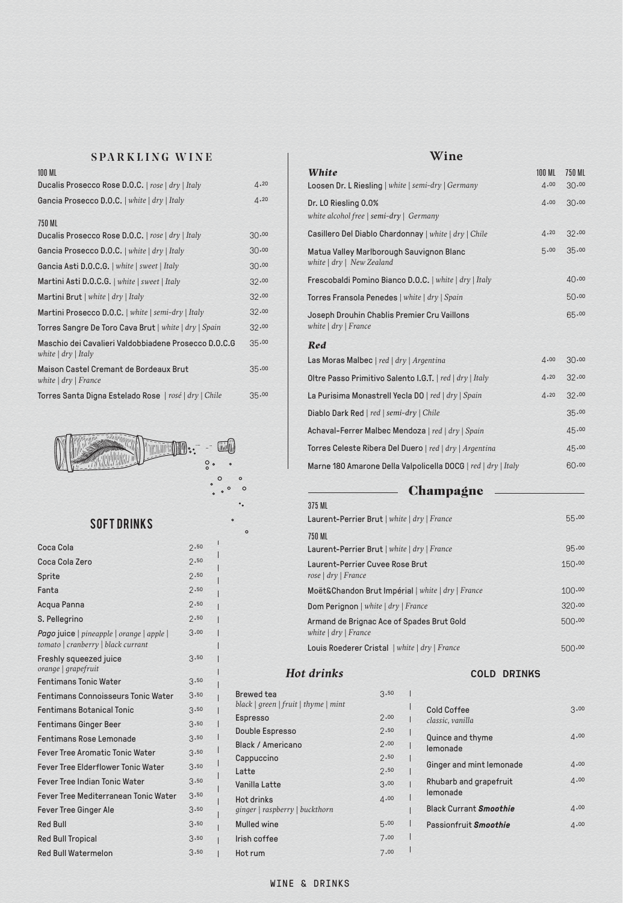## SPARKLING WINE

| 100 ML | |
| --- | --- |
| Ducalis Prosecco Rose D.O.C. \| *rose \| dry \| Italy* | 4.20 |
| Gancia Prosecco D.O.C. \| *white \| dry \| Italy* | 4.20 |

| 750 ML | |
| --- | --- |
| Ducalis Prosecco Rose D.O.C. \| *rose \| dry \| Italy* | 30.00 |
| Gancia Prosecco D.O.C. \| *white \| dry \| Italy* | 30.00 |
| Gancia Asti D.O.C.G. \| *white \| sweet \| Italy* | 30.00 |
| Martini Asti D.O.C.G. \| *white \| sweet \| Italy* | 32.00 |
| Martini Brut \| *white \| dry \| Italy* | 32.00 |
| Martini Prosecco D.O.C. \| *white \| semi-dry \| Italy* | 32.00 |
| Torres Sangre De Toro Cava Brut \| *white \| dry \| Spain* | 32.00 |
| Maschio dei Cavalieri Valdobbiadene Prosecco D.O.C.G *white \| dry \| Italy* | 35.00 |
| Maison Castel Cremant de Bordeaux Brut *white \| dry \| France* | 35.00 |
| Torres Santa Digna Estelado Rose \| *rosé \| dry \| Chile* | 35.00 |

## SOFT DRINKS

| | |
| --- | --- |
| Coca Cola | 2.50 |
| Coca Cola Zero | 2.50 |
| Sprite | 2.50 |
| Fanta | 2.50 |
| Acqua Panna | 2.50 |
| S. Pellegrino | 2.50 |
| *Pago* juice \| *pineapple \| orange \| apple \| tomato \| cranberry \| black currant* | 3.00 |
| Freshly squeezed juice *orange \| grapefruit* | 3.50 |
| Fentimans Tonic Water | 3.50 |
| Fentimans Connoisseurs Tonic Water | 3.50 |
| Fentimans Botanical Tonic | 3.50 |
| Fentimans Ginger Beer | 3.50 |
| Fentimans Rose Lemonade | 3.50 |
| Fever Tree Aromatic Tonic Water | 3.50 |
| Fever Tree Elderflower Tonic Water | 3.50 |
| Fever Tree Indian Tonic Water | 3.50 |
| Fever Tree Mediterranean Tonic Water | 3.50 |
| Fever Tree Ginger Ale | 3.50 |
| Red Bull | 3.50 |
| Red Bull Tropical | 3.50 |
| Red Bull Watermelon | 3.50 |

## Wine

| *White* | 100 ML | 750 ML |
| --- | --- | --- |
| Loosen Dr. L Riesling \| *white \| semi-dry \| Germany* | 4.00 | 30.00 |
| Dr. LO Riesling 0.0% *white alcohol free \| semi-dry \| Germany* | 4.00 | 30.00 |
| Casillero Del Diablo Chardonnay \| *white \| dry \| Chile* | 4.20 | 32.00 |
| Matua Valley Marlborough Sauvignon Blanc *white \| dry \| New Zealand* | 5.00 | 35.00 |
| Frescobaldi Pomino Bianco D.O.C. \| *white \| dry \| Italy* | | 40.00 |
| Torres Fransola Penedes \| *white \| dry \| Spain* | | 50.00 |
| Joseph Drouhin Chablis Premier Cru Vaillons *white \| dry \| France* | | 65.00 |

| *Red* | 100 ML | 750 ML |
| --- | --- | --- |
| Las Moras Malbec \| *red \| dry \| Argentina* | 4.00 | 30.00 |
| Oltre Passo Primitivo Salento I.G.T. \| *red \| dry \| Italy* | 4.20 | 32.00 |
| La Purisima Monastrell Yecla DO \| *red \| dry \| Spain* | 4.20 | 32.00 |
| Diablo Dark Red \| *red \| semi-dry \| Chile* | | 35.00 |
| Achaval-Ferrer Malbec Mendoza \| *red \| dry \| Spain* | | 45.00 |
| Torres Celeste Ribera Del Duero \| *red \| dry \| Argentina* | | 45.00 |
| Marne 180 Amarone Della Valpolicella DOCG \| *red \| dry \| Italy* | | 60.00 |

## Champagne

| 375 ML | |
| --- | --- |
| Laurent-Perrier Brut \| *white \| dry \| France* | 55.00 |

| 750 ML | |
| --- | --- |
| Laurent-Perrier Brut \| *white \| dry \| France* | 95.00 |
| Laurent-Perrier Cuvee Rose Brut *rose \| dry \| France* | 150.00 |
| Moët&Chandon Brut Impérial \| *white \| dry \| France* | 100.00 |
| Dom Perignon \| *white \| dry \| France* | 320.00 |
| Armand de Brignac Ace of Spades Brut Gold *white \| dry \| France* | 500.00 |
| Louis Roederer Cristal \| *white \| dry \| France* | 500.00 |

## *Hot drinks*

| | |
| --- | --- |
| Brewed tea *black \| green \| fruit \| thyme \| mint* | 3.50 |
| Espresso | 2.00 |
| Double Espresso | 2.50 |
| Black / Americano | 2.00 |
| Cappuccino | 2.50 |
| Latte | 2.50 |
| Vanilla Latte | 3.00 |
| Hot drinks *ginger \| raspberry \| buckthorn* | 4.00 |
| Mulled wine | 5.00 |
| Irish coffee | 7.00 |
| Hot rum | 7.00 |

## COLD DRINKS

| | |
| --- | --- |
| Cold Coffee *classic, vanilla* | 3.00 |
| Quince and thyme lemonade | 4.00 |
| Ginger and mint lemonade | 4.00 |
| Rhubarb and grapefruit lemonade | 4.00 |
| Black Currant ***Smoothie*** | 4.00 |
| Passionfruit ***Smoothie*** | 4.00 |

WINE & DRINKS